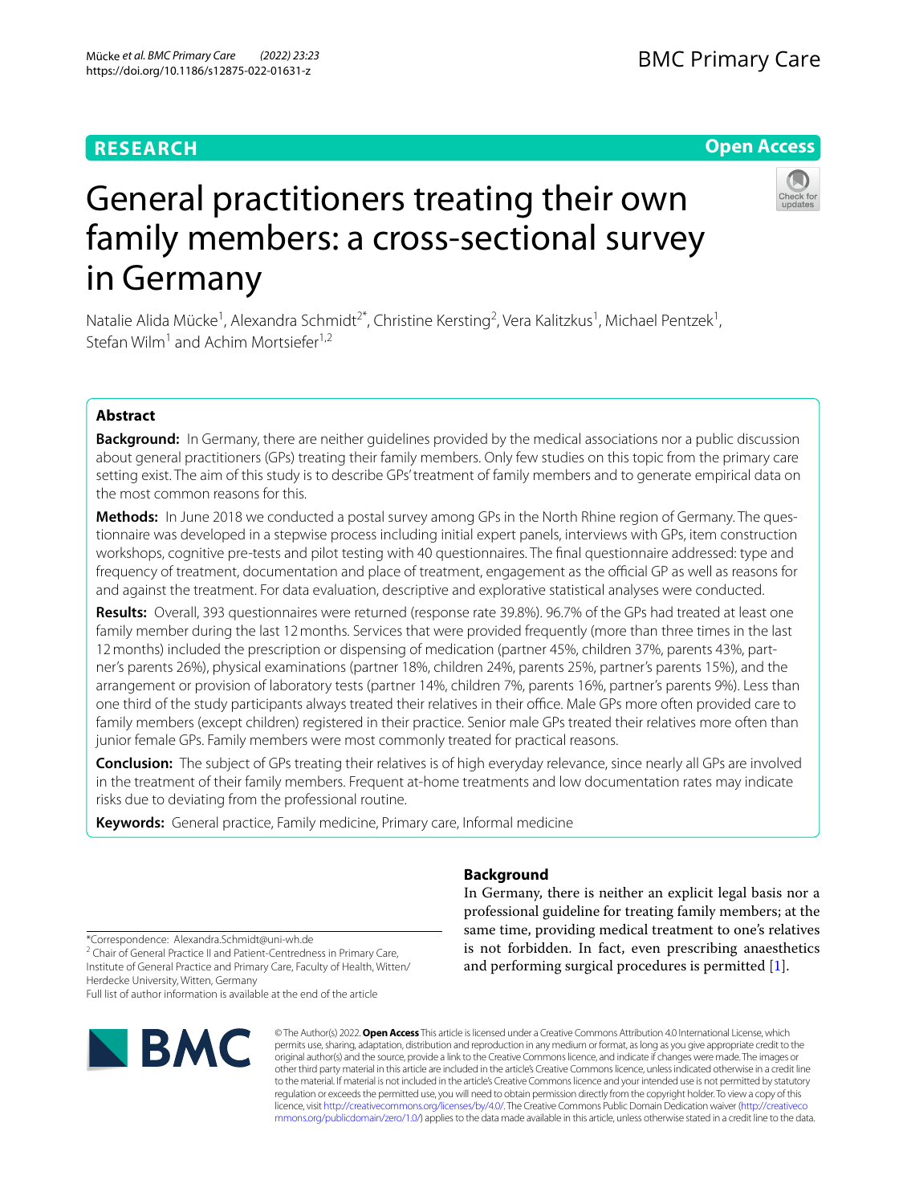RESEARCH

Open Access

# General practitioners treating their own family members: a cross-sectional survey in Germany

Natalie Alida Mücke[1], Alexandra Schmidt[2*], Christine Kersting[2], Vera Kalitzkus[1], Michael Pentzek[1], Stefan Wilm[1] and Achim Mortsiefer[1,2]

## Abstract

**Background:** In Germany, there are neither guidelines provided by the medical associations nor a public discussion about general practitioners (GPs) treating their family members. Only few studies on this topic from the primary care setting exist. The aim of this study is to describe GPs' treatment of family members and to generate empirical data on the most common reasons for this.

**Methods:** In June 2018 we conducted a postal survey among GPs in the North Rhine region of Germany. The questionnaire was developed in a stepwise process including initial expert panels, interviews with GPs, item construction workshops, cognitive pre-tests and pilot testing with 40 questionnaires. The final questionnaire addressed: type and frequency of treatment, documentation and place of treatment, engagement as the official GP as well as reasons for and against the treatment. For data evaluation, descriptive and explorative statistical analyses were conducted.

**Results:** Overall, 393 questionnaires were returned (response rate 39.8%). 96.7% of the GPs had treated at least one family member during the last 12 months. Services that were provided frequently (more than three times in the last 12 months) included the prescription or dispensing of medication (partner 45%, children 37%, parents 43%, partner's parents 26%), physical examinations (partner 18%, children 24%, parents 25%, partner's parents 15%), and the arrangement or provision of laboratory tests (partner 14%, children 7%, parents 16%, partner's parents 9%). Less than one third of the study participants always treated their relatives in their office. Male GPs more often provided care to family members (except children) registered in their practice. Senior male GPs treated their relatives more often than junior female GPs. Family members were most commonly treated for practical reasons.

**Conclusion:** The subject of GPs treating their relatives is of high everyday relevance, since nearly all GPs are involved in the treatment of their family members. Frequent at-home treatments and low documentation rates may indicate risks due to deviating from the professional routine.

**Keywords:** General practice, Family medicine, Primary care, Informal medicine

*Correspondence: Alexandra.Schmidt@uni-wh.de
[2] Chair of General Practice II and Patient-Centredness in Primary Care, Institute of General Practice and Primary Care, Faculty of Health, Witten/Herdecke University, Witten, Germany
Full list of author information is available at the end of the article

## Background

In Germany, there is neither an explicit legal basis nor a professional guideline for treating family members; at the same time, providing medical treatment to one's relatives is not forbidden. In fact, even prescribing anaesthetics and performing surgical procedures is permitted [1].

© The Author(s) 2022. **Open Access** This article is licensed under a Creative Commons Attribution 4.0 International License, which permits use, sharing, adaptation, distribution and reproduction in any medium or format, as long as you give appropriate credit to the original author(s) and the source, provide a link to the Creative Commons licence, and indicate if changes were made. The images or other third party material in this article are included in the article's Creative Commons licence, unless indicated otherwise in a credit line to the material. If material is not included in the article's Creative Commons licence and your intended use is not permitted by statutory regulation or exceeds the permitted use, you will need to obtain permission directly from the copyright holder. To view a copy of this licence, visit http://creativecommons.org/licenses/by/4.0/. The Creative Commons Public Domain Dedication waiver (http://creativecommons.org/publicdomain/zero/1.0/) applies to the data made available in this article, unless otherwise stated in a credit line to the data.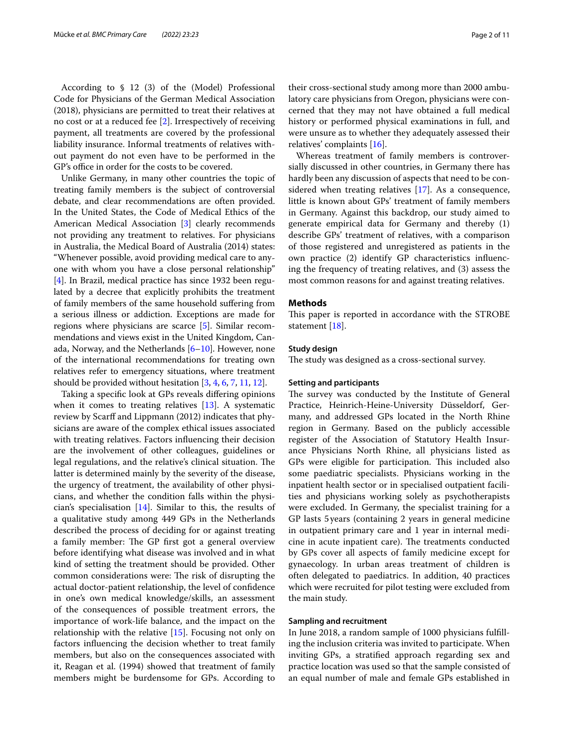According to § 12 (3) of the (Model) Professional Code for Physicians of the German Medical Association (2018), physicians are permitted to treat their relatives at no cost or at a reduced fee [2]. Irrespectively of receiving payment, all treatments are covered by the professional liability insurance. Informal treatments of relatives without payment do not even have to be performed in the GP's office in order for the costs to be covered.

Unlike Germany, in many other countries the topic of treating family members is the subject of controversial debate, and clear recommendations are often provided. In the United States, the Code of Medical Ethics of the American Medical Association [3] clearly recommends not providing any treatment to relatives. For physicians in Australia, the Medical Board of Australia (2014) states: "Whenever possible, avoid providing medical care to anyone with whom you have a close personal relationship" [4]. In Brazil, medical practice has since 1932 been regulated by a decree that explicitly prohibits the treatment of family members of the same household suffering from a serious illness or addiction. Exceptions are made for regions where physicians are scarce [5]. Similar recommendations and views exist in the United Kingdom, Canada, Norway, and the Netherlands [6–10]. However, none of the international recommendations for treating own relatives refer to emergency situations, where treatment should be provided without hesitation [3, 4, 6, 7, 11, 12].

Taking a specific look at GPs reveals differing opinions when it comes to treating relatives [13]. A systematic review by Scarff and Lippmann (2012) indicates that physicians are aware of the complex ethical issues associated with treating relatives. Factors influencing their decision are the involvement of other colleagues, guidelines or legal regulations, and the relative's clinical situation. The latter is determined mainly by the severity of the disease, the urgency of treatment, the availability of other physicians, and whether the condition falls within the physician's specialisation [14]. Similar to this, the results of a qualitative study among 449 GPs in the Netherlands described the process of deciding for or against treating a family member: The GP first got a general overview before identifying what disease was involved and in what kind of setting the treatment should be provided. Other common considerations were: The risk of disrupting the actual doctor-patient relationship, the level of confidence in one's own medical knowledge/skills, an assessment of the consequences of possible treatment errors, the importance of work-life balance, and the impact on the relationship with the relative [15]. Focusing not only on factors influencing the decision whether to treat family members, but also on the consequences associated with it, Reagan et al. (1994) showed that treatment of family members might be burdensome for GPs. According to their cross-sectional study among more than 2000 ambulatory care physicians from Oregon, physicians were concerned that they may not have obtained a full medical history or performed physical examinations in full, and were unsure as to whether they adequately assessed their relatives' complaints [16].

Whereas treatment of family members is controversially discussed in other countries, in Germany there has hardly been any discussion of aspects that need to be considered when treating relatives [17]. As a consequence, little is known about GPs' treatment of family members in Germany. Against this backdrop, our study aimed to generate empirical data for Germany and thereby (1) describe GPs' treatment of relatives, with a comparison of those registered and unregistered as patients in the own practice (2) identify GP characteristics influencing the frequency of treating relatives, and (3) assess the most common reasons for and against treating relatives.

## Methods

This paper is reported in accordance with the STROBE statement [18].

### Study design

The study was designed as a cross-sectional survey.

### Setting and participants

The survey was conducted by the Institute of General Practice, Heinrich-Heine-University Düsseldorf, Germany, and addressed GPs located in the North Rhine region in Germany. Based on the publicly accessible register of the Association of Statutory Health Insurance Physicians North Rhine, all physicians listed as GPs were eligible for participation. This included also some paediatric specialists. Physicians working in the inpatient health sector or in specialised outpatient facilities and physicians working solely as psychotherapists were excluded. In Germany, the specialist training for a GP lasts 5 years (containing 2 years in general medicine in outpatient primary care and 1 year in internal medicine in acute inpatient care). The treatments conducted by GPs cover all aspects of family medicine except for gynaecology. In urban areas treatment of children is often delegated to paediatrics. In addition, 40 practices which were recruited for pilot testing were excluded from the main study.

### Sampling and recruitment

In June 2018, a random sample of 1000 physicians fulfilling the inclusion criteria was invited to participate. When inviting GPs, a stratified approach regarding sex and practice location was used so that the sample consisted of an equal number of male and female GPs established in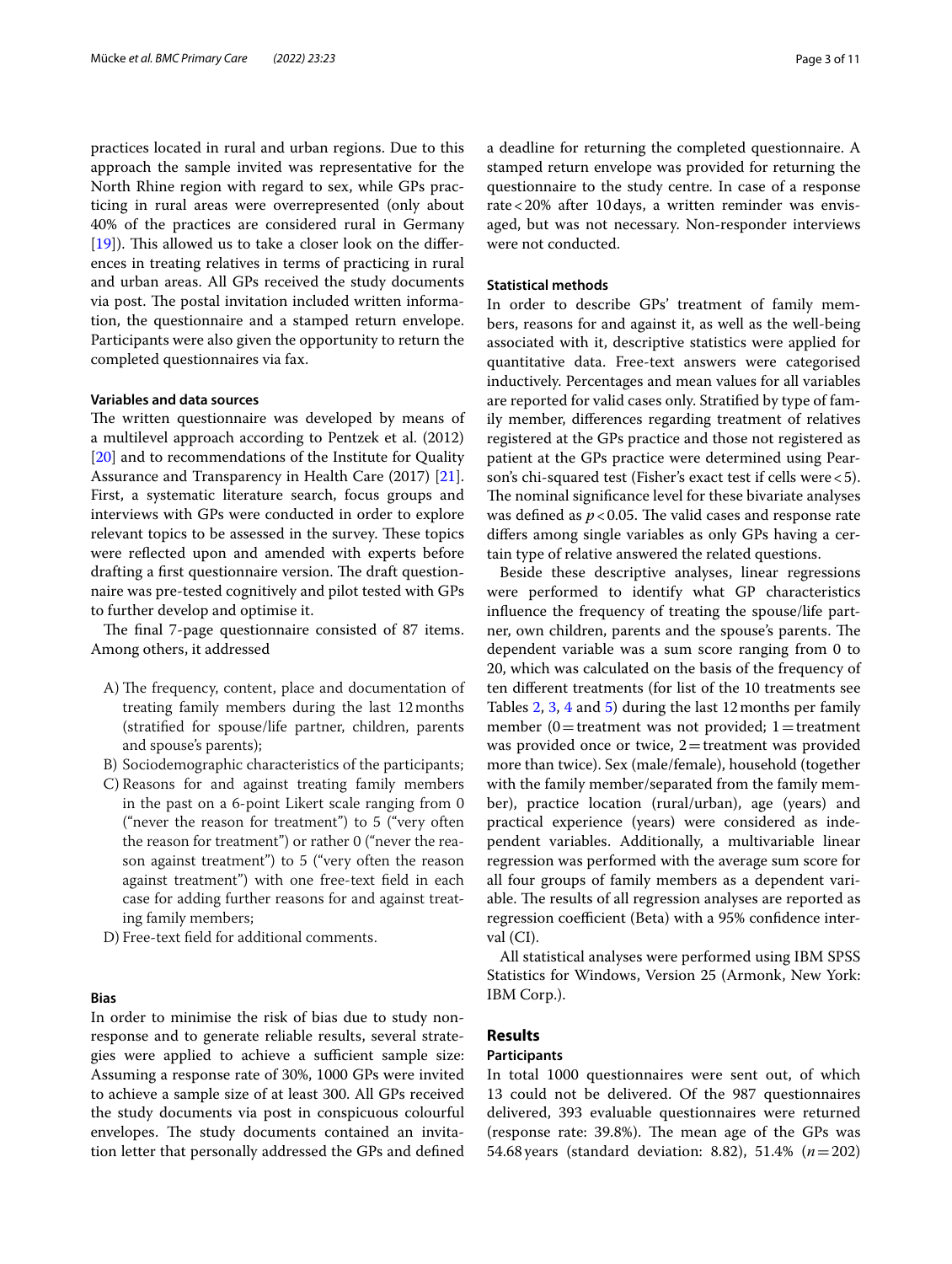practices located in rural and urban regions. Due to this approach the sample invited was representative for the North Rhine region with regard to sex, while GPs practicing in rural areas were overrepresented (only about 40% of the practices are considered rural in Germany [19]). This allowed us to take a closer look on the differences in treating relatives in terms of practicing in rural and urban areas. All GPs received the study documents via post. The postal invitation included written information, the questionnaire and a stamped return envelope. Participants were also given the opportunity to return the completed questionnaires via fax.

### Variables and data sources

The written questionnaire was developed by means of a multilevel approach according to Pentzek et al. (2012) [20] and to recommendations of the Institute for Quality Assurance and Transparency in Health Care (2017) [21]. First, a systematic literature search, focus groups and interviews with GPs were conducted in order to explore relevant topics to be assessed in the survey. These topics were reflected upon and amended with experts before drafting a first questionnaire version. The draft questionnaire was pre-tested cognitively and pilot tested with GPs to further develop and optimise it.

The final 7-page questionnaire consisted of 87 items. Among others, it addressed

A) The frequency, content, place and documentation of treating family members during the last 12 months (stratified for spouse/life partner, children, parents and spouse's parents);
B) Sociodemographic characteristics of the participants;
C) Reasons for and against treating family members in the past on a 6-point Likert scale ranging from 0 ("never the reason for treatment") to 5 ("very often the reason for treatment") or rather 0 ("never the reason against treatment") to 5 ("very often the reason against treatment") with one free-text field in each case for adding further reasons for and against treating family members;
D) Free-text field for additional comments.

### Bias

In order to minimise the risk of bias due to study non-response and to generate reliable results, several strategies were applied to achieve a sufficient sample size: Assuming a response rate of 30%, 1000 GPs were invited to achieve a sample size of at least 300. All GPs received the study documents via post in conspicuous colourful envelopes. The study documents contained an invitation letter that personally addressed the GPs and defined a deadline for returning the completed questionnaire. A stamped return envelope was provided for returning the questionnaire to the study centre. In case of a response rate < 20% after 10 days, a written reminder was envisaged, but was not necessary. Non-responder interviews were not conducted.

### Statistical methods

In order to describe GPs' treatment of family members, reasons for and against it, as well as the well-being associated with it, descriptive statistics were applied for quantitative data. Free-text answers were categorised inductively. Percentages and mean values for all variables are reported for valid cases only. Stratified by type of family member, differences regarding treatment of relatives registered at the GPs practice and those not registered as patient at the GPs practice were determined using Pearson's chi-squared test (Fisher's exact test if cells were < 5). The nominal significance level for these bivariate analyses was defined as $p < 0.05$. The valid cases and response rate differs among single variables as only GPs having a certain type of relative answered the related questions.

Beside these descriptive analyses, linear regressions were performed to identify what GP characteristics influence the frequency of treating the spouse/life partner, own children, parents and the spouse's parents. The dependent variable was a sum score ranging from 0 to 20, which was calculated on the basis of the frequency of ten different treatments (for list of the 10 treatments see Tables 2, 3, 4 and 5) during the last 12 months per family member (0 = treatment was not provided; 1 = treatment was provided once or twice, 2 = treatment was provided more than twice). Sex (male/female), household (together with the family member/separated from the family member), practice location (rural/urban), age (years) and practical experience (years) were considered as independent variables. Additionally, a multivariable linear regression was performed with the average sum score for all four groups of family members as a dependent variable. The results of all regression analyses are reported as regression coefficient (Beta) with a 95% confidence interval (CI).

All statistical analyses were performed using IBM SPSS Statistics for Windows, Version 25 (Armonk, New York: IBM Corp.).

## Results

### Participants

In total 1000 questionnaires were sent out, of which 13 could not be delivered. Of the 987 questionnaires delivered, 393 evaluable questionnaires were returned (response rate: 39.8%). The mean age of the GPs was 54.68 years (standard deviation: 8.82), 51.4% ($n = 202$)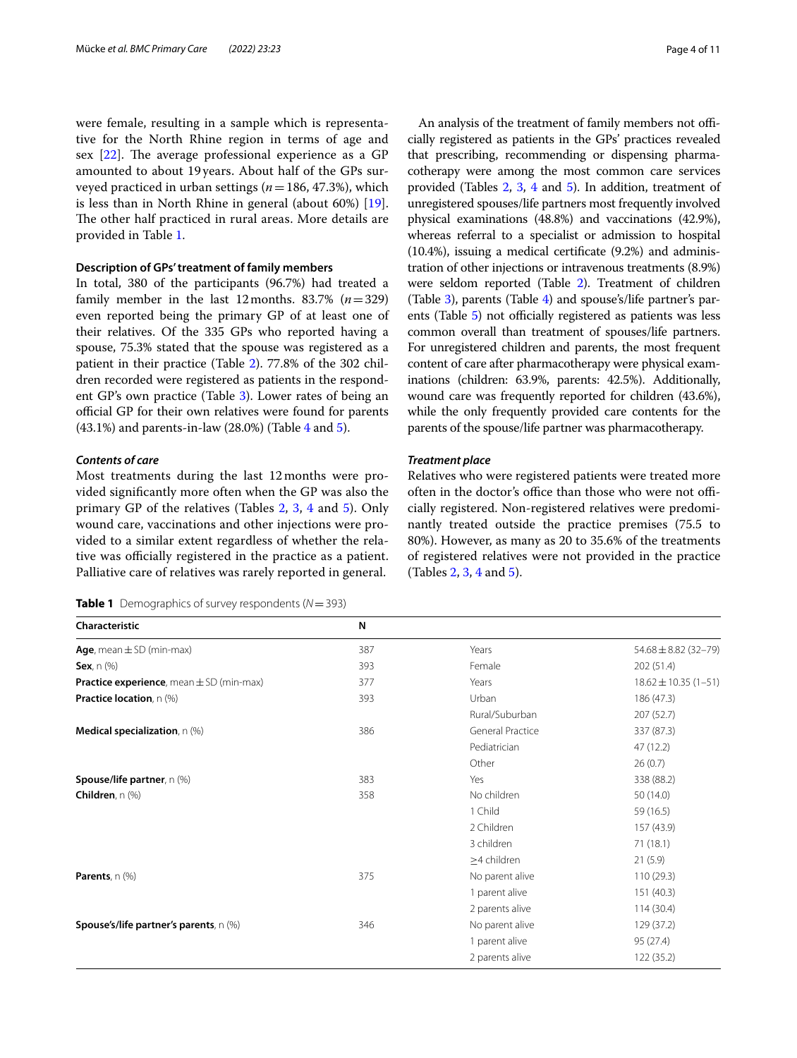were female, resulting in a sample which is representative for the North Rhine region in terms of age and sex [22]. The average professional experience as a GP amounted to about 19 years. About half of the GPs surveyed practiced in urban settings ($n = 186$, 47.3%), which is less than in North Rhine in general (about 60%) [19]. The other half practiced in rural areas. More details are provided in Table 1.

### Description of GPs' treatment of family members

In total, 380 of the participants (96.7%) had treated a family member in the last 12 months. 83.7% ($n = 329$) even reported being the primary GP of at least one of their relatives. Of the 335 GPs who reported having a spouse, 75.3% stated that the spouse was registered as a patient in their practice (Table 2). 77.8% of the 302 children recorded were registered as patients in the respondent GP's own practice (Table 3). Lower rates of being an official GP for their own relatives were found for parents (43.1%) and parents-in-law (28.0%) (Table 4 and 5).

#### *Contents of care*

Most treatments during the last 12 months were provided significantly more often when the GP was also the primary GP of the relatives (Tables 2, 3, 4 and 5). Only wound care, vaccinations and other injections were provided to a similar extent regardless of whether the relative was officially registered in the practice as a patient. Palliative care of relatives was rarely reported in general.

An analysis of the treatment of family members not officially registered as patients in the GPs' practices revealed that prescribing, recommending or dispensing pharmacotherapy were among the most common care services provided (Tables 2, 3, 4 and 5). In addition, treatment of unregistered spouses/life partners most frequently involved physical examinations (48.8%) and vaccinations (42.9%), whereas referral to a specialist or admission to hospital (10.4%), issuing a medical certificate (9.2%) and administration of other injections or intravenous treatments (8.9%) were seldom reported (Table 2). Treatment of children (Table 3), parents (Table 4) and spouse's/life partner's parents (Table 5) not officially registered as patients was less common overall than treatment of spouses/life partners. For unregistered children and parents, the most frequent content of care after pharmacotherapy were physical examinations (children: 63.9%, parents: 42.5%). Additionally, wound care was frequently reported for children (43.6%), while the only frequently provided care contents for the parents of the spouse/life partner was pharmacotherapy.

#### *Treatment place*

Relatives who were registered patients were treated more often in the doctor's office than those who were not officially registered. Non-registered relatives were predominantly treated outside the practice premises (75.5 to 80%). However, as many as 20 to 35.6% of the treatments of registered relatives were not provided in the practice (Tables 2, 3, 4 and 5).

**Table 1** Demographics of survey respondents ($N = 393$)

| Characteristic | N | | |
|---|---|---|---|
| **Age**, mean ± SD (min-max) | 387 | Years | 54.68 ± 8.82 (32–79) |
| **Sex**, n (%) | 393 | Female | 202 (51.4) |
| **Practice experience**, mean ± SD (min-max) | 377 | Years | 18.62 ± 10.35 (1–51) |
| **Practice location**, n (%) | 393 | Urban | 186 (47.3) |
| | | Rural/Suburban | 207 (52.7) |
| **Medical specialization**, n (%) | 386 | General Practice | 337 (87.3) |
| | | Pediatrician | 47 (12.2) |
| | | Other | 26 (0.7) |
| **Spouse/life partner**, n (%) | 383 | Yes | 338 (88.2) |
| **Children**, n (%) | 358 | No children | 50 (14.0) |
| | | 1 Child | 59 (16.5) |
| | | 2 Children | 157 (43.9) |
| | | 3 children | 71 (18.1) |
| | | ≥4 children | 21 (5.9) |
| **Parents**, n (%) | 375 | No parent alive | 110 (29.3) |
| | | 1 parent alive | 151 (40.3) |
| | | 2 parents alive | 114 (30.4) |
| **Spouse's/life partner's parents**, n (%) | 346 | No parent alive | 129 (37.2) |
| | | 1 parent alive | 95 (27.4) |
| | | 2 parents alive | 122 (35.2) |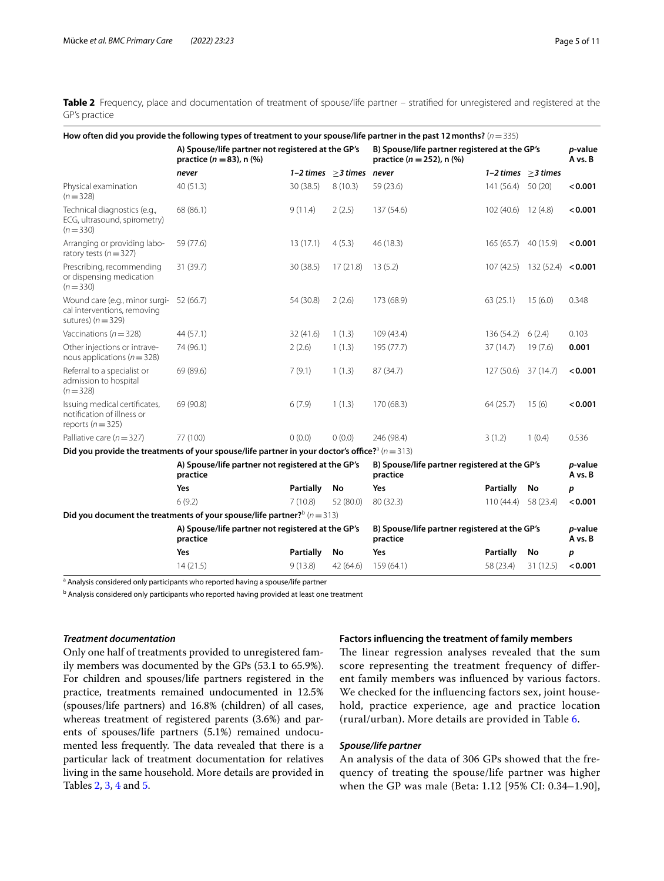**Table 2** Frequency, place and documentation of treatment of spouse/life partner – stratified for unregistered and registered at the GP's practice

| **How often did you provide the following types of treatment to your spouse/life partner in the past 12 months?** ($n = 335$) | | | | | | | |
|---|---|---|---|---|---|---|---|
| | **A) Spouse/life partner not registered at the GP's practice ($n = 83$), n (%)** | | | **B) Spouse/life partner registered at the GP's practice ($n = 252$), n (%)** | | | ***p*-value A vs. B** |
| | ***never*** | ***1–2 times*** | ***≥3 times*** | ***never*** | ***1–2 times*** | ***≥3 times*** | |
| Physical examination ($n = 328$) | 40 (51.3) | 30 (38.5) | 8 (10.3) | 59 (23.6) | 141 (56.4) | 50 (20) | **< 0.001** |
| Technical diagnostics (e.g., ECG, ultrasound, spirometry) ($n = 330$) | 68 (86.1) | 9 (11.4) | 2 (2.5) | 137 (54.6) | 102 (40.6) | 12 (4.8) | **< 0.001** |
| Arranging or providing laboratory tests ($n = 327$) | 59 (77.6) | 13 (17.1) | 4 (5.3) | 46 (18.3) | 165 (65.7) | 40 (15.9) | **< 0.001** |
| Prescribing, recommending or dispensing medication ($n = 330$) | 31 (39.7) | 30 (38.5) | 17 (21.8) | 13 (5.2) | 107 (42.5) | 132 (52.4) | **< 0.001** |
| Wound care (e.g., minor surgical interventions, removing sutures) ($n = 329$) | 52 (66.7) | 54 (30.8) | 2 (2.6) | 173 (68.9) | 63 (25.1) | 15 (6.0) | 0.348 |
| Vaccinations ($n = 328$) | 44 (57.1) | 32 (41.6) | 1 (1.3) | 109 (43.4) | 136 (54.2) | 6 (2.4) | 0.103 |
| Other injections or intravenous applications ($n = 328$) | 74 (96.1) | 2 (2.6) | 1 (1.3) | 195 (77.7) | 37 (14.7) | 19 (7.6) | **0.001** |
| Referral to a specialist or admission to hospital ($n = 328$) | 69 (89.6) | 7 (9.1) | 1 (1.3) | 87 (34.7) | 127 (50.6) | 37 (14.7) | **< 0.001** |
| Issuing medical certificates, notification of illness or reports ($n = 325$) | 69 (90.8) | 6 (7.9) | 1 (1.3) | 170 (68.3) | 64 (25.7) | 15 (6) | **< 0.001** |
| Palliative care ($n = 327$) | 77 (100) | 0 (0.0) | 0 (0.0) | 246 (98.4) | 3 (1.2) | 1 (0.4) | 0.536 |
| **Did you provide the treatments of your spouse/life partner in your doctor's office?**[a] ($n = 313$) | | | | | | | |
| | **A) Spouse/life partner not registered at the GP's practice** | | | **B) Spouse/life partner registered at the GP's practice** | | | ***p*-value A vs. B** |
| | **Yes** | **Partially** | **No** | **Yes** | **Partially** | **No** | ***p*** |
| | 6 (9.2) | 7 (10.8) | 52 (80.0) | 80 (32.3) | 110 (44.4) | 58 (23.4) | **< 0.001** |
| **Did you document the treatments of your spouse/life partner?**[b] ($n = 313$) | | | | | | | |
| | **A) Spouse/life partner not registered at the GP's practice** | | | **B) Spouse/life partner registered at the GP's practice** | | | ***p*-value A vs. B** |
| | **Yes** | **Partially** | **No** | **Yes** | **Partially** | **No** | ***p*** |
| | 14 (21.5) | 9 (13.8) | 42 (64.6) | 159 (64.1) | 58 (23.4) | 31 (12.5) | **< 0.001** |

[a] Analysis considered only participants who reported having a spouse/life partner

[b] Analysis considered only participants who reported having provided at least one treatment

### *Treatment documentation*

Only one half of treatments provided to unregistered family members was documented by the GPs (53.1 to 65.9%). For children and spouses/life partners registered in the practice, treatments remained undocumented in 12.5% (spouses/life partners) and 16.8% (children) of all cases, whereas treatment of registered parents (3.6%) and parents of spouses/life partners (5.1%) remained undocumented less frequently. The data revealed that there is a particular lack of treatment documentation for relatives living in the same household. More details are provided in Tables 2, 3, 4 and 5.

### Factors influencing the treatment of family members

The linear regression analyses revealed that the sum score representing the treatment frequency of different family members was influenced by various factors. We checked for the influencing factors sex, joint household, practice experience, age and practice location (rural/urban). More details are provided in Table 6.

### *Spouse/life partner*

An analysis of the data of 306 GPs showed that the frequency of treating the spouse/life partner was higher when the GP was male (Beta: 1.12 [95% CI: 0.34–1.90],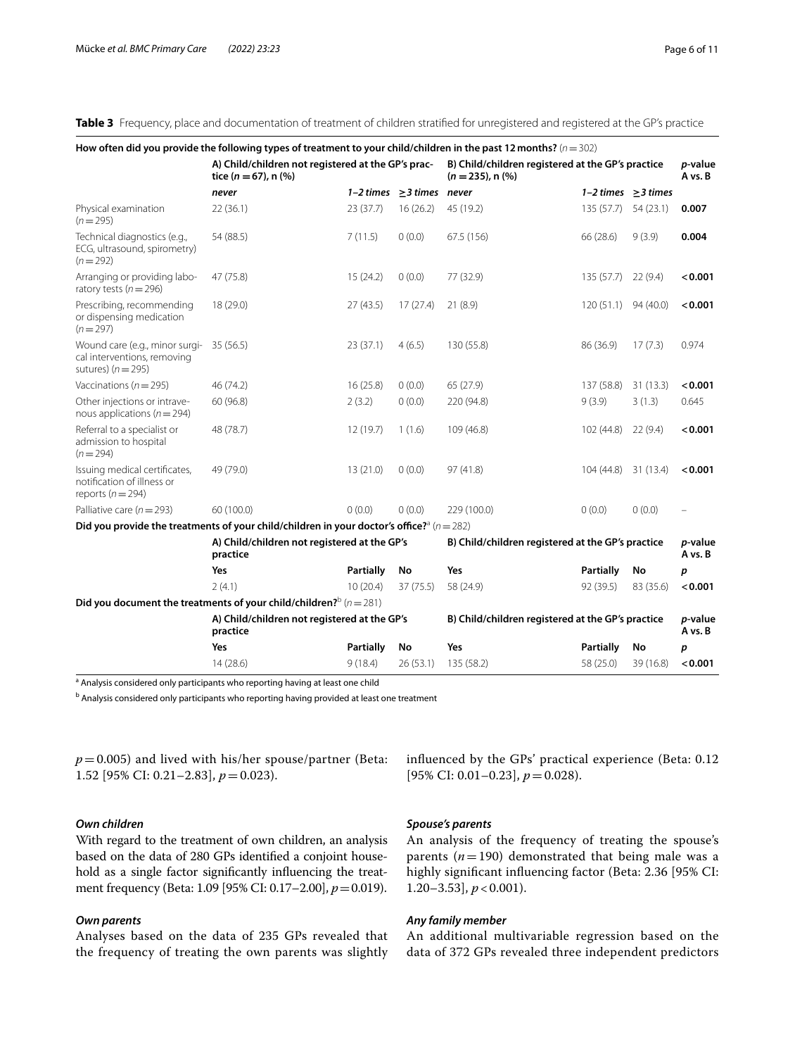**Table 3** Frequency, place and documentation of treatment of children stratified for unregistered and registered at the GP's practice

| How often did you provide the following types of treatment to your child/children in the past 12 months? ($n = 302$) | | | | | | | |
|---|---|---|---|---|---|---|---|
| | A) Child/children not registered at the GP's practice ($n = 67$), n (%) | | | B) Child/children registered at the GP's practice ($n = 235$), n (%) | | | *p*-value A vs. B |
| | *never* | *1–2 times* | *≥3 times* | *never* | *1–2 times* | *≥3 times* | |
| Physical examination ($n = 295$) | 22 (36.1) | 23 (37.7) | 16 (26.2) | 45 (19.2) | 135 (57.7) | 54 (23.1) | **0.007** |
| Technical diagnostics (e.g., ECG, ultrasound, spirometry) ($n = 292$) | 54 (88.5) | 7 (11.5) | 0 (0.0) | 67.5 (156) | 66 (28.6) | 9 (3.9) | **0.004** |
| Arranging or providing laboratory tests ($n = 296$) | 47 (75.8) | 15 (24.2) | 0 (0.0) | 77 (32.9) | 135 (57.7) | 22 (9.4) | **< 0.001** |
| Prescribing, recommending or dispensing medication ($n = 297$) | 18 (29.0) | 27 (43.5) | 17 (27.4) | 21 (8.9) | 120 (51.1) | 94 (40.0) | **< 0.001** |
| Wound care (e.g., minor surgical interventions, removing sutures) ($n = 295$) | 35 (56.5) | 23 (37.1) | 4 (6.5) | 130 (55.8) | 86 (36.9) | 17 (7.3) | 0.974 |
| Vaccinations ($n = 295$) | 46 (74.2) | 16 (25.8) | 0 (0.0) | 65 (27.9) | 137 (58.8) | 31 (13.3) | **< 0.001** |
| Other injections or intravenous applications ($n = 294$) | 60 (96.8) | 2 (3.2) | 0 (0.0) | 220 (94.8) | 9 (3.9) | 3 (1.3) | 0.645 |
| Referral to a specialist or admission to hospital ($n = 294$) | 48 (78.7) | 12 (19.7) | 1 (1.6) | 109 (46.8) | 102 (44.8) | 22 (9.4) | **< 0.001** |
| Issuing medical certificates, notification of illness or reports ($n = 294$) | 49 (79.0) | 13 (21.0) | 0 (0.0) | 97 (41.8) | 104 (44.8) | 31 (13.4) | **< 0.001** |
| Palliative care ($n = 293$) | 60 (100.0) | 0 (0.0) | 0 (0.0) | 229 (100.0) | 0 (0.0) | 0 (0.0) | – |
| **Did you provide the treatments of your child/children in your doctor's office?**[a] ($n = 282$) | | | | | | | |
| | A) Child/children not registered at the GP's practice | | | B) Child/children registered at the GP's practice | | | *p*-value A vs. B |
| | **Yes** | **Partially** | **No** | **Yes** | **Partially** | **No** | ***p*** |
| | 2 (4.1) | 10 (20.4) | 37 (75.5) | 58 (24.9) | 92 (39.5) | 83 (35.6) | **< 0.001** |
| **Did you document the treatments of your child/children?**[b] ($n = 281$) | | | | | | | |
| | A) Child/children not registered at the GP's practice | | | B) Child/children registered at the GP's practice | | | *p*-value A vs. B |
| | **Yes** | **Partially** | **No** | **Yes** | **Partially** | **No** | ***p*** |
| | 14 (28.6) | 9 (18.4) | 26 (53.1) | 135 (58.2) | 58 (25.0) | 39 (16.8) | **< 0.001** |

[a] Analysis considered only participants who reporting having at least one child

[b] Analysis considered only participants who reporting having provided at least one treatment

$p = 0.005$) and lived with his/her spouse/partner (Beta: 1.52 [95% CI: 0.21–2.83], $p = 0.023$).

### *Own children*

With regard to the treatment of own children, an analysis based on the data of 280 GPs identified a conjoint household as a single factor significantly influencing the treatment frequency (Beta: 1.09 [95% CI: 0.17–2.00], $p = 0.019$).

### *Own parents*

Analyses based on the data of 235 GPs revealed that the frequency of treating the own parents was slightly influenced by the GPs' practical experience (Beta: 0.12 [95% CI: 0.01–0.23], $p = 0.028$).

### *Spouse's parents*

An analysis of the frequency of treating the spouse's parents ($n = 190$) demonstrated that being male was a highly significant influencing factor (Beta: 2.36 [95% CI: 1.20–3.53], $p < 0.001$).

### *Any family member*

An additional multivariable regression based on the data of 372 GPs revealed three independent predictors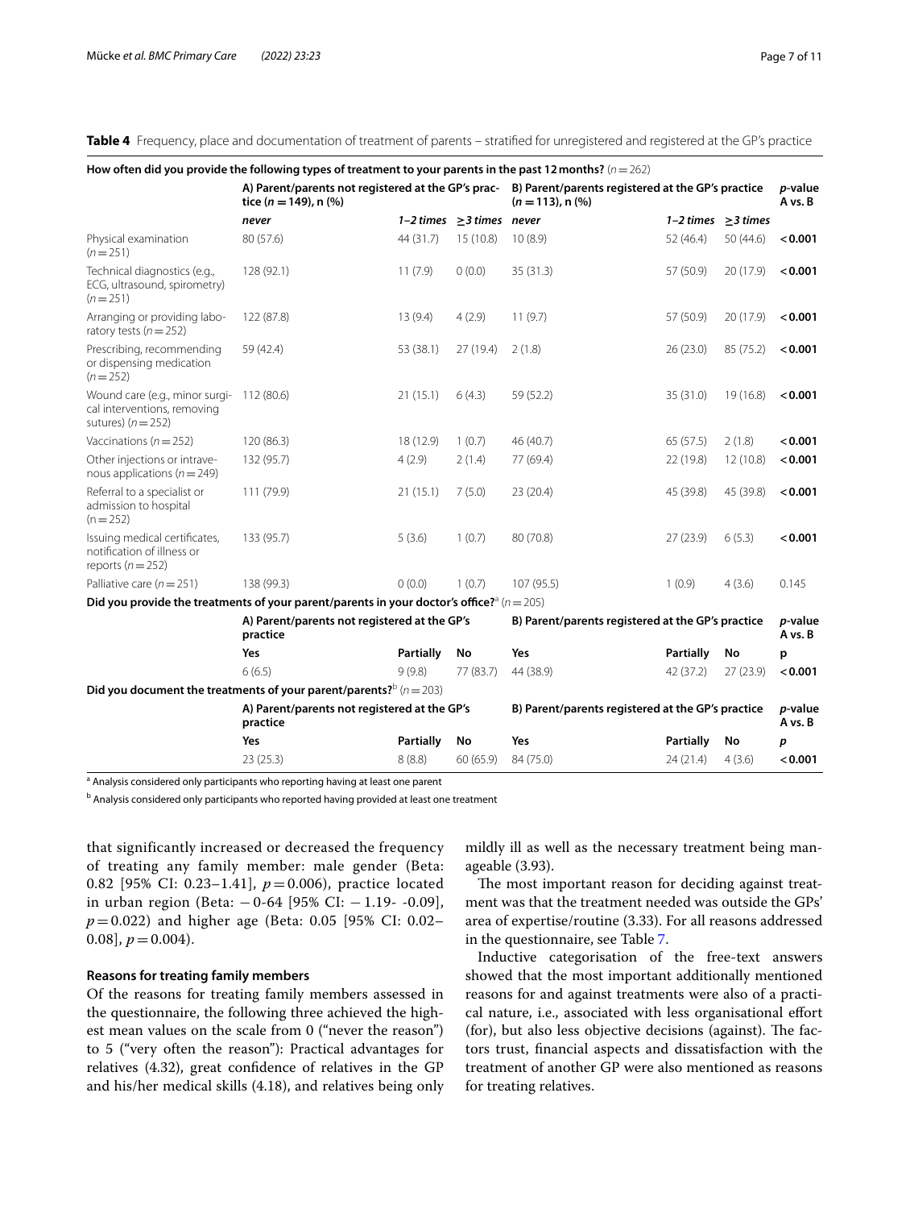**Table 4** Frequency, place and documentation of treatment of parents – stratified for unregistered and registered at the GP's practice

| How often did you provide the following types of treatment to your parents in the past 12 months? ($n = 262$) | | | | | | | |
|---|---|---|---|---|---|---|---|
| | A) Parent/parents not registered at the GP's practice ($n = 149$), n (%) | | | B) Parent/parents registered at the GP's practice ($n = 113$), n (%) | | | *p*-value A vs. B |
| | *never* | *1–2 times* | *≥3 times* | *never* | *1–2 times* | *≥3 times* | |
| Physical examination ($n = 251$) | 80 (57.6) | 44 (31.7) | 15 (10.8) | 10 (8.9) | 52 (46.4) | 50 (44.6) | **< 0.001** |
| Technical diagnostics (e.g., ECG, ultrasound, spirometry) ($n = 251$) | 128 (92.1) | 11 (7.9) | 0 (0.0) | 35 (31.3) | 57 (50.9) | 20 (17.9) | **< 0.001** |
| Arranging or providing laboratory tests ($n = 252$) | 122 (87.8) | 13 (9.4) | 4 (2.9) | 11 (9.7) | 57 (50.9) | 20 (17.9) | **< 0.001** |
| Prescribing, recommending or dispensing medication ($n = 252$) | 59 (42.4) | 53 (38.1) | 27 (19.4) | 2 (1.8) | 26 (23.0) | 85 (75.2) | **< 0.001** |
| Wound care (e.g., minor surgical interventions, removing sutures) ($n = 252$) | 112 (80.6) | 21 (15.1) | 6 (4.3) | 59 (52.2) | 35 (31.0) | 19 (16.8) | **< 0.001** |
| Vaccinations ($n = 252$) | 120 (86.3) | 18 (12.9) | 1 (0.7) | 46 (40.7) | 65 (57.5) | 2 (1.8) | **< 0.001** |
| Other injections or intravenous applications ($n = 249$) | 132 (95.7) | 4 (2.9) | 2 (1.4) | 77 (69.4) | 22 (19.8) | 12 (10.8) | **< 0.001** |
| Referral to a specialist or admission to hospital ($n = 252$) | 111 (79.9) | 21 (15.1) | 7 (5.0) | 23 (20.4) | 45 (39.8) | 45 (39.8) | **< 0.001** |
| Issuing medical certificates, notification of illness or reports ($n = 252$) | 133 (95.7) | 5 (3.6) | 1 (0.7) | 80 (70.8) | 27 (23.9) | 6 (5.3) | **< 0.001** |
| Palliative care ($n = 251$) | 138 (99.3) | 0 (0.0) | 1 (0.7) | 107 (95.5) | 1 (0.9) | 4 (3.6) | 0.145 |
| **Did you provide the treatments of your parent/parents in your doctor's office?**[a] ($n = 205$) | | | | | | | |
| | A) Parent/parents not registered at the GP's practice | | | B) Parent/parents registered at the GP's practice | | | *p*-value A vs. B |
| | **Yes** | **Partially** | **No** | **Yes** | **Partially** | **No** | **p** |
| | 6 (6.5) | 9 (9.8) | 77 (83.7) | 44 (38.9) | 42 (37.2) | 27 (23.9) | **< 0.001** |
| **Did you document the treatments of your parent/parents?**[b] ($n = 203$) | | | | | | | |
| | A) Parent/parents not registered at the GP's practice | | | B) Parent/parents registered at the GP's practice | | | *p*-value A vs. B |
| | **Yes** | **Partially** | **No** | **Yes** | **Partially** | **No** | ***p*** |
| | 23 (25.3) | 8 (8.8) | 60 (65.9) | 84 (75.0) | 24 (21.4) | 4 (3.6) | **< 0.001** |

[a] Analysis considered only participants who reporting having at least one parent

[b] Analysis considered only participants who reported having provided at least one treatment

that significantly increased or decreased the frequency of treating any family member: male gender (Beta: 0.82 [95% CI: 0.23–1.41], $p = 0.006$), practice located in urban region (Beta: − 0-64 [95% CI: − 1.19- -0.09], $p = 0.022$) and higher age (Beta: 0.05 [95% CI: 0.02–0.08], $p = 0.004$).

#### Reasons for treating family members

Of the reasons for treating family members assessed in the questionnaire, the following three achieved the highest mean values on the scale from 0 ("never the reason") to 5 ("very often the reason"): Practical advantages for relatives (4.32), great confidence of relatives in the GP and his/her medical skills (4.18), and relatives being only mildly ill as well as the necessary treatment being manageable (3.93).

The most important reason for deciding against treatment was that the treatment needed was outside the GPs' area of expertise/routine (3.33). For all reasons addressed in the questionnaire, see Table 7.

Inductive categorisation of the free-text answers showed that the most important additionally mentioned reasons for and against treatments were also of a practical nature, i.e., associated with less organisational effort (for), but also less objective decisions (against). The factors trust, financial aspects and dissatisfaction with the treatment of another GP were also mentioned as reasons for treating relatives.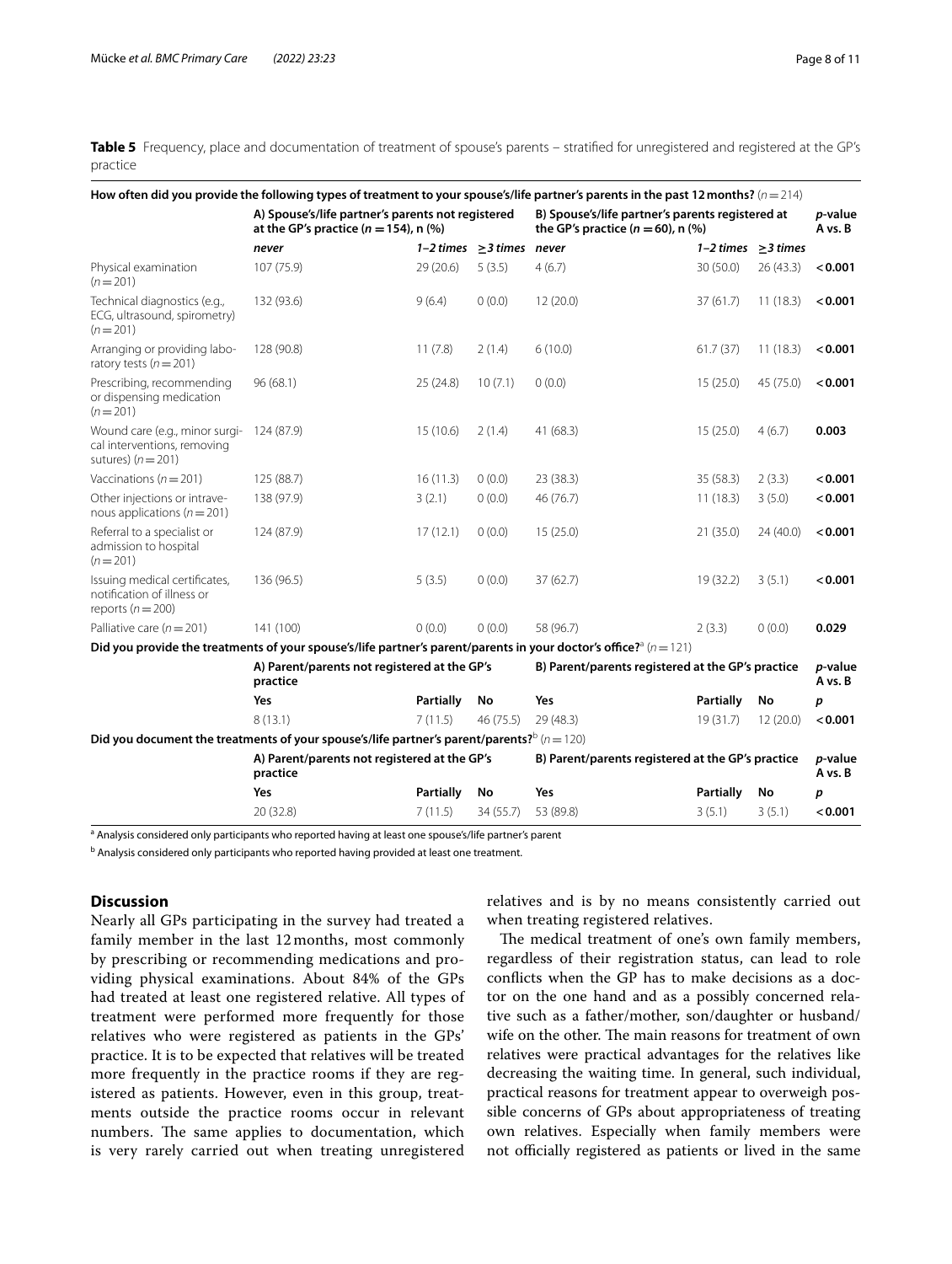**Table 5** Frequency, place and documentation of treatment of spouse's parents – stratified for unregistered and registered at the GP's practice

| **How often did you provide the following types of treatment to your spouse's/life partner's parents in the past 12 months?** ($n = 214$) | | | | | | | |
|---|---|---|---|---|---|---|---|
| | **A) Spouse's/life partner's parents not registered at the GP's practice ($n = 154$), n (%)** | | | **B) Spouse's/life partner's parents registered at the GP's practice ($n = 60$), n (%)** | | | ***p*-value A vs. B** |
| | ***never*** | ***1–2 times*** | ***≥3 times*** | ***never*** | ***1–2 times*** | ***≥3 times*** | |
| Physical examination ($n = 201$) | 107 (75.9) | 29 (20.6) | 5 (3.5) | 4 (6.7) | 30 (50.0) | 26 (43.3) | **< 0.001** |
| Technical diagnostics (e.g., ECG, ultrasound, spirometry) ($n = 201$) | 132 (93.6) | 9 (6.4) | 0 (0.0) | 12 (20.0) | 37 (61.7) | 11 (18.3) | **< 0.001** |
| Arranging or providing laboratory tests ($n = 201$) | 128 (90.8) | 11 (7.8) | 2 (1.4) | 6 (10.0) | 61.7 (37) | 11 (18.3) | **< 0.001** |
| Prescribing, recommending or dispensing medication ($n = 201$) | 96 (68.1) | 25 (24.8) | 10 (7.1) | 0 (0.0) | 15 (25.0) | 45 (75.0) | **< 0.001** |
| Wound care (e.g., minor surgical interventions, removing sutures) ($n = 201$) | 124 (87.9) | 15 (10.6) | 2 (1.4) | 41 (68.3) | 15 (25.0) | 4 (6.7) | **0.003** |
| Vaccinations ($n = 201$) | 125 (88.7) | 16 (11.3) | 0 (0.0) | 23 (38.3) | 35 (58.3) | 2 (3.3) | **< 0.001** |
| Other injections or intravenous applications ($n = 201$) | 138 (97.9) | 3 (2.1) | 0 (0.0) | 46 (76.7) | 11 (18.3) | 3 (5.0) | **< 0.001** |
| Referral to a specialist or admission to hospital ($n = 201$) | 124 (87.9) | 17 (12.1) | 0 (0.0) | 15 (25.0) | 21 (35.0) | 24 (40.0) | **< 0.001** |
| Issuing medical certificates, notification of illness or reports ($n = 200$) | 136 (96.5) | 5 (3.5) | 0 (0.0) | 37 (62.7) | 19 (32.2) | 3 (5.1) | **< 0.001** |
| Palliative care ($n = 201$) | 141 (100) | 0 (0.0) | 0 (0.0) | 58 (96.7) | 2 (3.3) | 0 (0.0) | **0.029** |
| **Did you provide the treatments of your spouse's/life partner's parent/parents in your doctor's office?**[a] ($n = 121$) | | | | | | | |
| | **A) Parent/parents not registered at the GP's practice** | | | **B) Parent/parents registered at the GP's practice** | | | ***p*-value A vs. B** |
| | **Yes** | **Partially** | **No** | **Yes** | **Partially** | **No** | ***p*** |
| | 8 (13.1) | 7 (11.5) | 46 (75.5) | 29 (48.3) | 19 (31.7) | 12 (20.0) | **< 0.001** |
| **Did you document the treatments of your spouse's/life partner's parent/parents?**[b] ($n = 120$) | | | | | | | |
| | **A) Parent/parents not registered at the GP's practice** | | | **B) Parent/parents registered at the GP's practice** | | | ***p*-value A vs. B** |
| | **Yes** | **Partially** | **No** | **Yes** | **Partially** | **No** | ***p*** |
| | 20 (32.8) | 7 (11.5) | 34 (55.7) | 53 (89.8) | 3 (5.1) | 3 (5.1) | **< 0.001** |

[a] Analysis considered only participants who reported having at least one spouse's/life partner's parent

[b] Analysis considered only participants who reported having provided at least one treatment.

## Discussion

Nearly all GPs participating in the survey had treated a family member in the last 12 months, most commonly by prescribing or recommending medications and providing physical examinations. About 84% of the GPs had treated at least one registered relative. All types of treatment were performed more frequently for those relatives who were registered as patients in the GPs' practice. It is to be expected that relatives will be treated more frequently in the practice rooms if they are registered as patients. However, even in this group, treatments outside the practice rooms occur in relevant numbers. The same applies to documentation, which is very rarely carried out when treating unregistered relatives and is by no means consistently carried out when treating registered relatives.

The medical treatment of one's own family members, regardless of their registration status, can lead to role conflicts when the GP has to make decisions as a doctor on the one hand and as a possibly concerned relative such as a father/mother, son/daughter or husband/wife on the other. The main reasons for treatment of own relatives were practical advantages for the relatives like decreasing the waiting time. In general, such individual, practical reasons for treatment appear to overweigh possible concerns of GPs about appropriateness of treating own relatives. Especially when family members were not officially registered as patients or lived in the same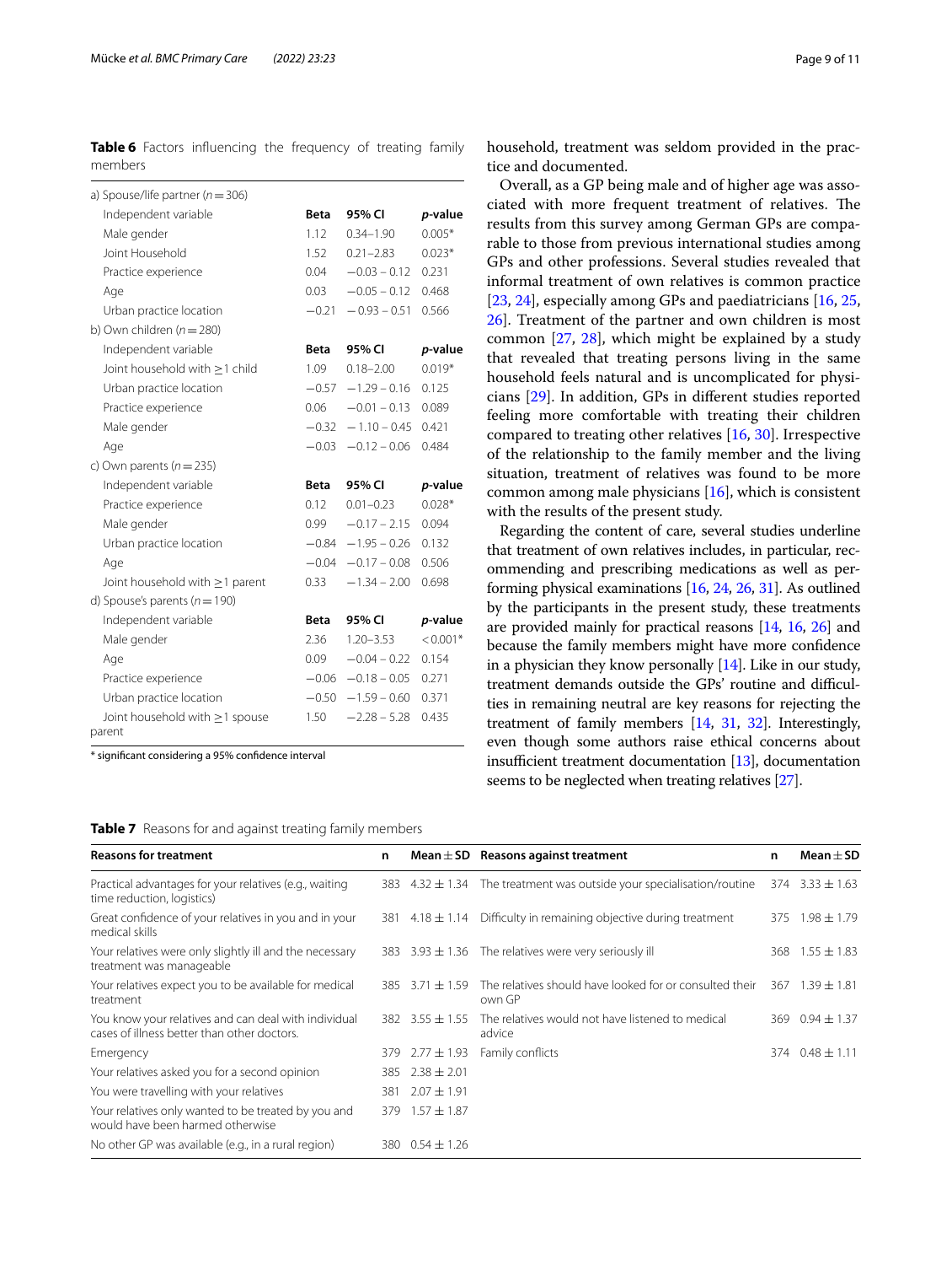**Table 6** Factors influencing the frequency of treating family members

| | | | |
|---|---|---|---|
| a) Spouse/life partner ($n = 306$) | | | |
| Independent variable | **Beta** | **95% CI** | ***p*-value** |
| Male gender | 1.12 | 0.34–1.90 | 0.005* |
| Joint Household | 1.52 | 0.21–2.83 | 0.023* |
| Practice experience | 0.04 | −0.03 – 0.12 | 0.231 |
| Age | 0.03 | −0.05 – 0.12 | 0.468 |
| Urban practice location | −0.21 | − 0.93 – 0.51 | 0.566 |
| b) Own children ($n = 280$) | | | |
| Independent variable | **Beta** | **95% CI** | ***p*-value** |
| Joint household with ≥1 child | 1.09 | 0.18–2.00 | 0.019* |
| Urban practice location | −0.57 | −1.29 – 0.16 | 0.125 |
| Practice experience | 0.06 | −0.01 – 0.13 | 0.089 |
| Male gender | −0.32 | − 1.10 – 0.45 | 0.421 |
| Age | −0.03 | −0.12 – 0.06 | 0.484 |
| c) Own parents ($n = 235$) | | | |
| Independent variable | **Beta** | **95% CI** | ***p*-value** |
| Practice experience | 0.12 | 0.01–0.23 | 0.028* |
| Male gender | 0.99 | −0.17 – 2.15 | 0.094 |
| Urban practice location | −0.84 | −1.95 – 0.26 | 0.132 |
| Age | −0.04 | −0.17 – 0.08 | 0.506 |
| Joint household with ≥1 parent | 0.33 | −1.34 – 2.00 | 0.698 |
| d) Spouse's parents ($n = 190$) | | | |
| Independent variable | **Beta** | **95% CI** | ***p*-value** |
| Male gender | 2.36 | 1.20–3.53 | < 0.001* |
| Age | 0.09 | −0.04 – 0.22 | 0.154 |
| Practice experience | −0.06 | −0.18 – 0.05 | 0.271 |
| Urban practice location | −0.50 | −1.59 – 0.60 | 0.371 |
| Joint household with ≥1 spouse parent | 1.50 | −2.28 – 5.28 | 0.435 |

\* significant considering a 95% confidence interval

household, treatment was seldom provided in the practice and documented.

Overall, as a GP being male and of higher age was associated with more frequent treatment of relatives. The results from this survey among German GPs are comparable to those from previous international studies among GPs and other professions. Several studies revealed that informal treatment of own relatives is common practice [23, 24], especially among GPs and paediatricians [16, 25, 26]. Treatment of the partner and own children is most common [27, 28], which might be explained by a study that revealed that treating persons living in the same household feels natural and is uncomplicated for physicians [29]. In addition, GPs in different studies reported feeling more comfortable with treating their children compared to treating other relatives [16, 30]. Irrespective of the relationship to the family member and the living situation, treatment of relatives was found to be more common among male physicians [16], which is consistent with the results of the present study.

Regarding the content of care, several studies underline that treatment of own relatives includes, in particular, recommending and prescribing medications as well as performing physical examinations [16, 24, 26, 31]. As outlined by the participants in the present study, these treatments are provided mainly for practical reasons [14, 16, 26] and because the family members might have more confidence in a physician they know personally [14]. Like in our study, treatment demands outside the GPs' routine and difficulties in remaining neutral are key reasons for rejecting the treatment of family members [14, 31, 32]. Interestingly, even though some authors raise ethical concerns about insufficient treatment documentation [13], documentation seems to be neglected when treating relatives [27].

**Table 7** Reasons for and against treating family members

| Reasons for treatment | n | Mean ± SD | Reasons against treatment | n | Mean ± SD |
|---|---|---|---|---|---|
| Practical advantages for your relatives (e.g., waiting time reduction, logistics) | 383 | 4.32 ± 1.34 | The treatment was outside your specialisation/routine | 374 | 3.33 ± 1.63 |
| Great confidence of your relatives in you and in your medical skills | 381 | 4.18 ± 1.14 | Difficulty in remaining objective during treatment | 375 | 1.98 ± 1.79 |
| Your relatives were only slightly ill and the necessary treatment was manageable | 383 | 3.93 ± 1.36 | The relatives were very seriously ill | 368 | 1.55 ± 1.83 |
| Your relatives expect you to be available for medical treatment | 385 | 3.71 ± 1.59 | The relatives should have looked for or consulted their own GP | 367 | 1.39 ± 1.81 |
| You know your relatives and can deal with individual cases of illness better than other doctors. | 382 | 3.55 ± 1.55 | The relatives would not have listened to medical advice | 369 | 0.94 ± 1.37 |
| Emergency | 379 | 2.77 ± 1.93 | Family conflicts | 374 | 0.48 ± 1.11 |
| Your relatives asked you for a second opinion | 385 | 2.38 ± 2.01 | | | |
| You were travelling with your relatives | 381 | 2.07 ± 1.91 | | | |
| Your relatives only wanted to be treated by you and would have been harmed otherwise | 379 | 1.57 ± 1.87 | | | |
| No other GP was available (e.g., in a rural region) | 380 | 0.54 ± 1.26 | | | |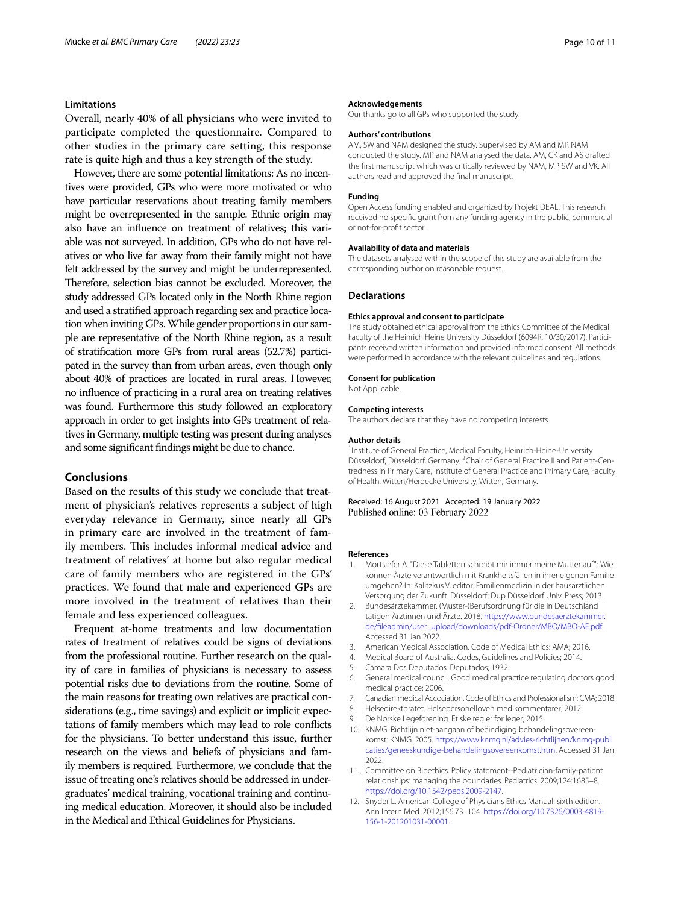### Limitations

Overall, nearly 40% of all physicians who were invited to participate completed the questionnaire. Compared to other studies in the primary care setting, this response rate is quite high and thus a key strength of the study.

However, there are some potential limitations: As no incentives were provided, GPs who were more motivated or who have particular reservations about treating family members might be overrepresented in the sample. Ethnic origin may also have an influence on treatment of relatives; this variable was not surveyed. In addition, GPs who do not have relatives or who live far away from their family might not have felt addressed by the survey and might be underrepresented. Therefore, selection bias cannot be excluded. Moreover, the study addressed GPs located only in the North Rhine region and used a stratified approach regarding sex and practice location when inviting GPs. While gender proportions in our sample are representative of the North Rhine region, as a result of stratification more GPs from rural areas (52.7%) participated in the survey than from urban areas, even though only about 40% of practices are located in rural areas. However, no influence of practicing in a rural area on treating relatives was found. Furthermore this study followed an exploratory approach in order to get insights into GPs treatment of relatives in Germany, multiple testing was present during analyses and some significant findings might be due to chance.

## Conclusions

Based on the results of this study we conclude that treatment of physician's relatives represents a subject of high everyday relevance in Germany, since nearly all GPs in primary care are involved in the treatment of family members. This includes informal medical advice and treatment of relatives' at home but also regular medical care of family members who are registered in the GPs' practices. We found that male and experienced GPs are more involved in the treatment of relatives than their female and less experienced colleagues.

Frequent at-home treatments and low documentation rates of treatment of relatives could be signs of deviations from the professional routine. Further research on the quality of care in families of physicians is necessary to assess potential risks due to deviations from the routine. Some of the main reasons for treating own relatives are practical considerations (e.g., time savings) and explicit or implicit expectations of family members which may lead to role conflicts for the physicians. To better understand this issue, further research on the views and beliefs of physicians and family members is required. Furthermore, we conclude that the issue of treating one's relatives should be addressed in undergraduates' medical training, vocational training and continuing medical education. Moreover, it should also be included in the Medical and Ethical Guidelines for Physicians.

#### Acknowledgements

Our thanks go to all GPs who supported the study.

#### Authors' contributions

AM, SW and NAM designed the study. Supervised by AM and MP, NAM conducted the study. MP and NAM analysed the data. AM, CK and AS drafted the first manuscript which was critically reviewed by NAM, MP, SW and VK. All authors read and approved the final manuscript.

#### Funding

Open Access funding enabled and organized by Projekt DEAL. This research received no specific grant from any funding agency in the public, commercial or not-for-profit sector.

#### Availability of data and materials

The datasets analysed within the scope of this study are available from the corresponding author on reasonable request.

### Declarations

#### Ethics approval and consent to participate

The study obtained ethical approval from the Ethics Committee of the Medical Faculty of the Heinrich Heine University Düsseldorf (6094R, 10/30/2017). Participants received written information and provided informed consent. All methods were performed in accordance with the relevant guidelines and regulations.

#### Consent for publication

Not Applicable.

#### Competing interests

The authors declare that they have no competing interests.

#### Author details

[1]Institute of General Practice, Medical Faculty, Heinrich-Heine-University Düsseldorf, Düsseldorf, Germany. [2]Chair of General Practice II and Patient-Centredness in Primary Care, Institute of General Practice and Primary Care, Faculty of Health, Witten/Herdecke University, Witten, Germany.

Received: 16 August 2021 Accepted: 19 January 2022
Published online: 03 February 2022

#### References

1. Mortsiefer A. "Diese Tabletten schreibt mir immer meine Mutter auf": Wie können Ärzte verantwortlich mit Krankheitsfällen in ihrer eigenen Familie umgehen? In: Kalitzkus V, editor. Familienmedizin in der hausärztlichen Versorgung der Zukunft. Düsseldorf: Dup Düsseldorf Univ. Press; 2013.
2. Bundesärztekammer. (Muster-)Berufsordnung für die in Deutschland tätigen Ärztinnen und Ärzte. 2018. https://www.bundesaerztekammer.de/fileadmin/user_upload/downloads/pdf-Ordner/MBO/MBO-AE.pdf. Accessed 31 Jan 2022.
3. American Medical Association. Code of Medical Ethics: AMA; 2016.
4. Medical Board of Australia. Codes, Guidelines and Policies; 2014.
5. Câmara Dos Deputados. Deputados; 1932.
6. General medical council. Good medical practice regulating doctors good medical practice; 2006.
7. Canadian medical Association. Code of Ethics and Professionalism: CMA; 2018.
8. Helsedirektoratet. Helsepersonelloven med kommentarer; 2012.
9. De Norske Legeforening. Etiske regler for leger; 2015.
10. KNMG. Richtlijn niet-aangaan of beëindiging behandelingsovereenkomst: KNMG. 2005. https://www.knmg.nl/advies-richtlijnen/knmg-publicaties/geneeskundige-behandelingsovereenkomst.htm. Accessed 31 Jan 2022.
11. Committee on Bioethics. Policy statement--Pediatrician-family-patient relationships: managing the boundaries. Pediatrics. 2009;124:1685–8. https://doi.org/10.1542/peds.2009-2147.
12. Snyder L. American College of Physicians Ethics Manual: sixth edition. Ann Intern Med. 2012;156:73–104. https://doi.org/10.7326/0003-4819-156-1-201201031-00001.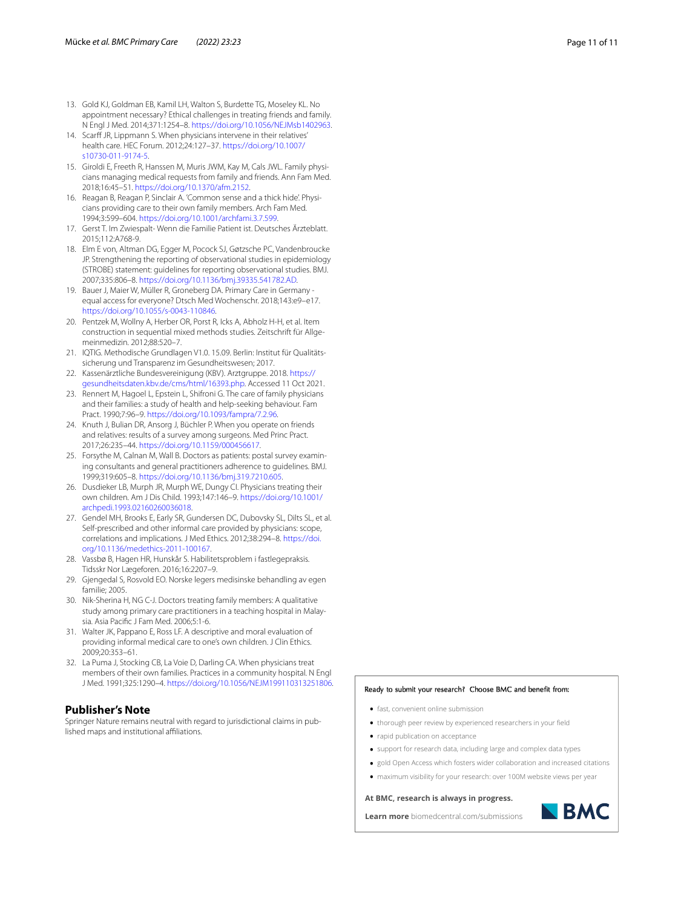13. Gold KJ, Goldman EB, Kamil LH, Walton S, Burdette TG, Moseley KL. No appointment necessary? Ethical challenges in treating friends and family. N Engl J Med. 2014;371:1254–8. https://doi.org/10.1056/NEJMsb1402963.
14. Scarff JR, Lippmann S. When physicians intervene in their relatives' health care. HEC Forum. 2012;24:127–37. https://doi.org/10.1007/s10730-011-9174-5.
15. Giroldi E, Freeth R, Hanssen M, Muris JWM, Kay M, Cals JWL. Family physicians managing medical requests from family and friends. Ann Fam Med. 2018;16:45–51. https://doi.org/10.1370/afm.2152.
16. Reagan B, Reagan P, Sinclair A. 'Common sense and a thick hide'. Physicians providing care to their own family members. Arch Fam Med. 1994;3:599–604. https://doi.org/10.1001/archfami.3.7.599.
17. Gerst T. Im Zwiespalt- Wenn die Familie Patient ist. Deutsches Ärzteblatt. 2015;112:A768-9.
18. Elm E von, Altman DG, Egger M, Pocock SJ, Gøtzsche PC, Vandenbroucke JP. Strengthening the reporting of observational studies in epidemiology (STROBE) statement: guidelines for reporting observational studies. BMJ. 2007;335:806–8. https://doi.org/10.1136/bmj.39335.541782.AD.
19. Bauer J, Maier W, Müller R, Groneberg DA. Primary Care in Germany - equal access for everyone? Dtsch Med Wochenschr. 2018;143:e9–e17. https://doi.org/10.1055/s-0043-110846.
20. Pentzek M, Wollny A, Herber OR, Porst R, Icks A, Abholz H-H, et al. Item construction in sequential mixed methods studies. Zeitschrift für Allgemeinmedizin. 2012;88:520–7.
21. IQTIG. Methodische Grundlagen V1.0. 15.09. Berlin: Institut für Qualitätssicherung und Transparenz im Gesundheitswesen; 2017.
22. Kassenärztliche Bundesvereinigung (KBV). Arztgruppe. 2018. https://gesundheitsdaten.kbv.de/cms/html/16393.php. Accessed 11 Oct 2021.
23. Rennert M, Hagoel L, Epstein L, Shifroni G. The care of family physicians and their families: a study of health and help-seeking behaviour. Fam Pract. 1990;7:96–9. https://doi.org/10.1093/fampra/7.2.96.
24. Knuth J, Bulian DR, Ansorg J, Büchler P. When you operate on friends and relatives: results of a survey among surgeons. Med Princ Pract. 2017;26:235–44. https://doi.org/10.1159/000456617.
25. Forsythe M, Calnan M, Wall B. Doctors as patients: postal survey examining consultants and general practitioners adherence to guidelines. BMJ. 1999;319:605–8. https://doi.org/10.1136/bmj.319.7210.605.
26. Dusdieker LB, Murph JR, Murph WE, Dungy CI. Physicians treating their own children. Am J Dis Child. 1993;147:146–9. https://doi.org/10.1001/archpedi.1993.02160260036018.
27. Gendel MH, Brooks E, Early SR, Gundersen DC, Dubovsky SL, Dilts SL, et al. Self-prescribed and other informal care provided by physicians: scope, correlations and implications. J Med Ethics. 2012;38:294–8. https://doi.org/10.1136/medethics-2011-100167.
28. Vassbø B, Hagen HR, Hunskår S. Habilitetsproblem i fastlegepraksis. Tidsskr Nor Lægeforen. 2016;16:2207–9.
29. Gjengedal S, Rosvold EO. Norske legers medisinske behandling av egen familie; 2005.
30. Nik-Sherina H, NG C-J. Doctors treating family members: A qualitative study among primary care practitioners in a teaching hospital in Malaysia. Asia Pacific J Fam Med. 2006;5:1-6.
31. Walter JK, Pappano E, Ross LF. A descriptive and moral evaluation of providing informal medical care to one's own children. J Clin Ethics. 2009;20:353–61.
32. La Puma J, Stocking CB, La Voie D, Darling CA. When physicians treat members of their own families. Practices in a community hospital. N Engl J Med. 1991;325:1290–4. https://doi.org/10.1056/NEJM199110313251806.

## Publisher's Note

Springer Nature remains neutral with regard to jurisdictional claims in published maps and institutional affiliations.

Ready to submit your research? Choose BMC and benefit from:

- fast, convenient online submission
- thorough peer review by experienced researchers in your field
- rapid publication on acceptance
- support for research data, including large and complex data types
- gold Open Access which fosters wider collaboration and increased citations
- maximum visibility for your research: over 100M website views per year

**At BMC, research is always in progress.**

**Learn more** biomedcentral.com/submissions

BMC